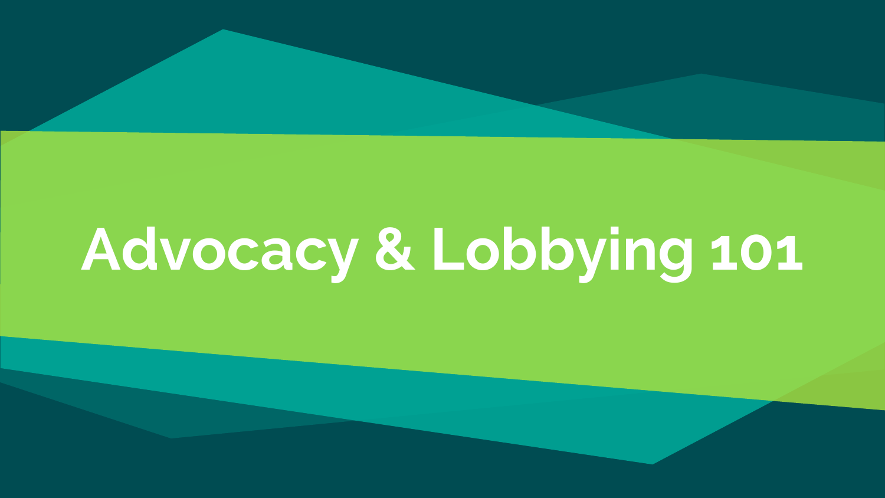# Advocacy & Lobbying 101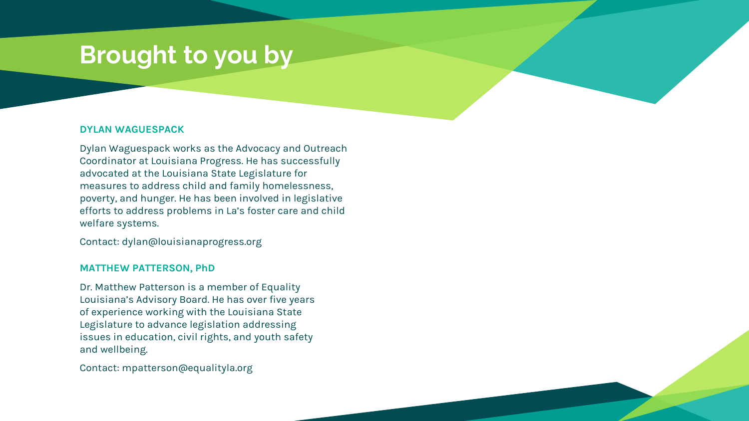# Brought to you by

### DYLAN WAGUESPACK

Dylan Waguespack works as the Advocacy and Outreach Coordinator at Louisiana Progress. He has successfully advocated at the Louisiana State Legislature for measures to address child and family homelessness, poverty, and hunger. He has been involved in legislative efforts to address problems in La's foster care and child welfare systems.

Contact: dylan@louisianaprogress.org

### MATTHEW PATTERSON, PhD

Dr. Matthew Patterson is a member of Equality Louisiana's Advisory Board. He has over five years of experience working with the Louisiana State Legislature to advance legislation addressing issues in education, civil rights, and youth safety and wellbeing.

Contact: mpatterson@equalityla.org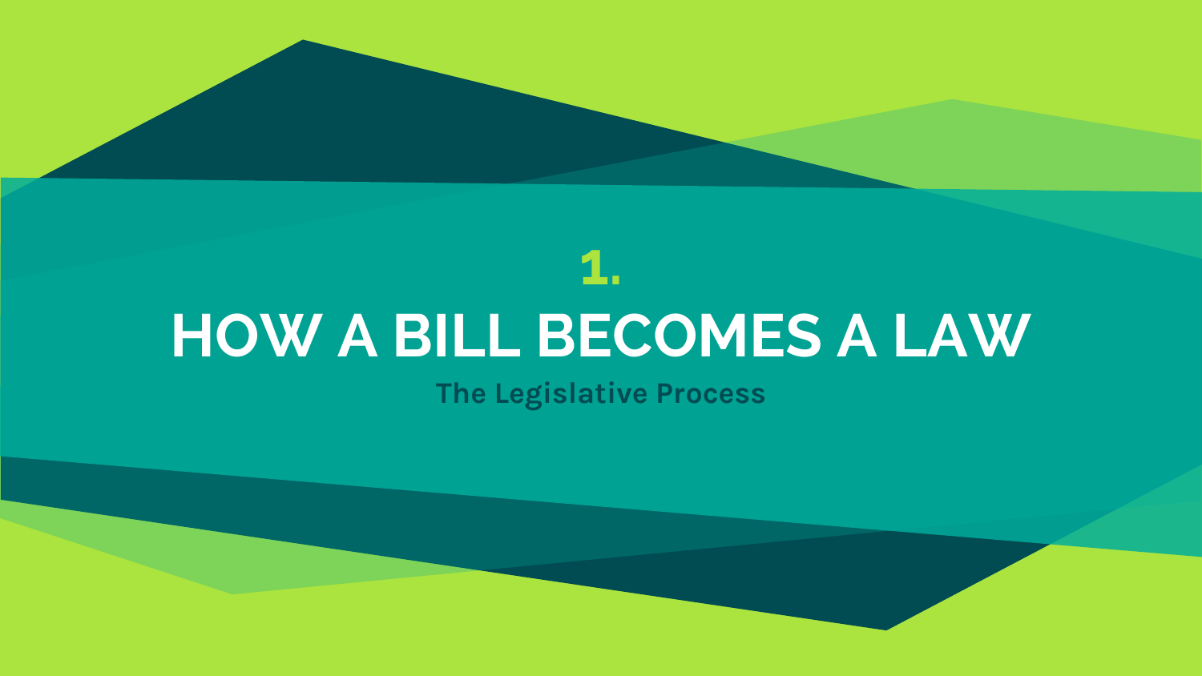1.

# HOW A BILL BECOMES A LAW

**The Legislative Process**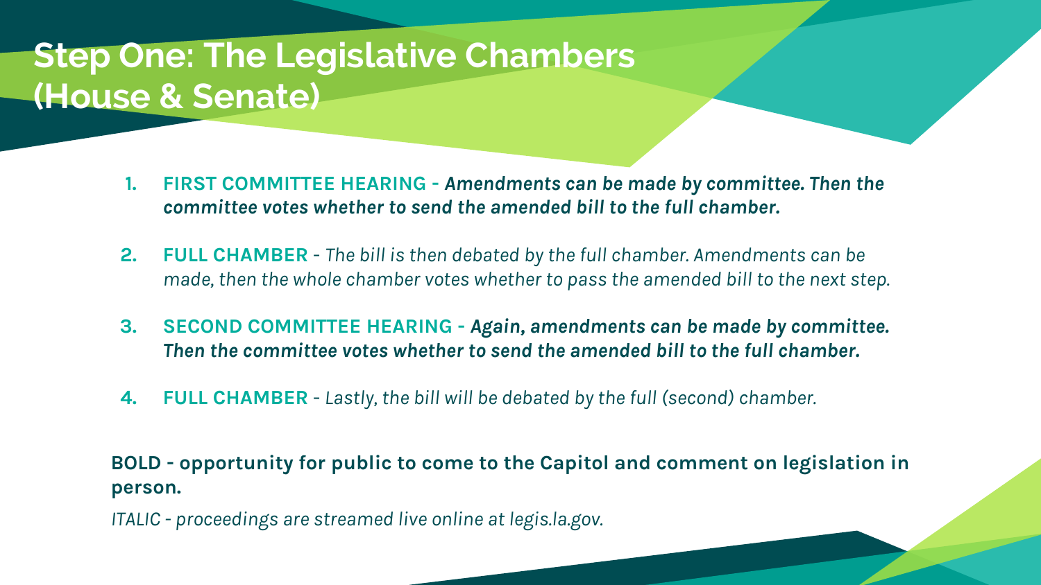# Step One: The Legislative Chambers (House & Senate)

1. **FIRST COMMITTEE HEARING** - ***Amendments can be made by committee. Then the committee votes whether to send the amended bill to the full chamber.***

2. **FULL CHAMBER** - *The bill is then debated by the full chamber. Amendments can be made, then the whole chamber votes whether to pass the amended bill to the next step.*

3. **SECOND COMMITTEE HEARING** - ***Again, amendments can be made by committee. Then the committee votes whether to send the amended bill to the full chamber.***

4. **FULL CHAMBER** - *Lastly, the bill will be debated by the full (second) chamber.*

**BOLD - opportunity for public to come to the Capitol and comment on legislation in person.**

*ITALIC - proceedings are streamed live online at legis.la.gov.*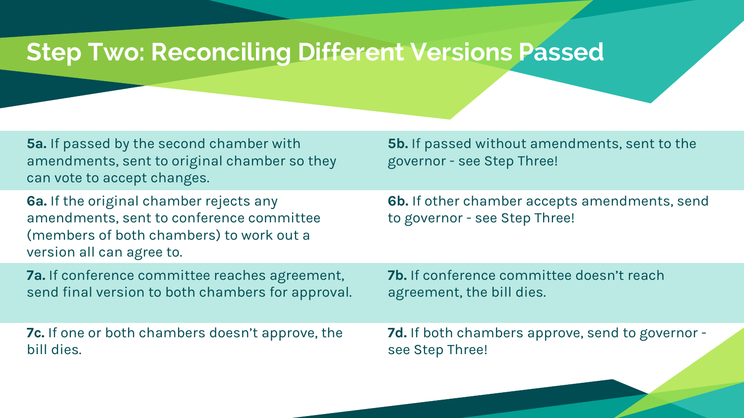# Step Two: Reconciling Different Versions Passed

**5a.** If passed by the second chamber with amendments, sent to original chamber so they can vote to accept changes.

**5b.** If passed without amendments, sent to the governor - see Step Three!

**6a.** If the original chamber rejects any amendments, sent to conference committee (members of both chambers) to work out a version all can agree to.

**6b.** If other chamber accepts amendments, send to governor - see Step Three!

**7a.** If conference committee reaches agreement, send final version to both chambers for approval.

**7b.** If conference committee doesn't reach agreement, the bill dies.

**7c.** If one or both chambers doesn't approve, the bill dies.

**7d.** If both chambers approve, send to governor - see Step Three!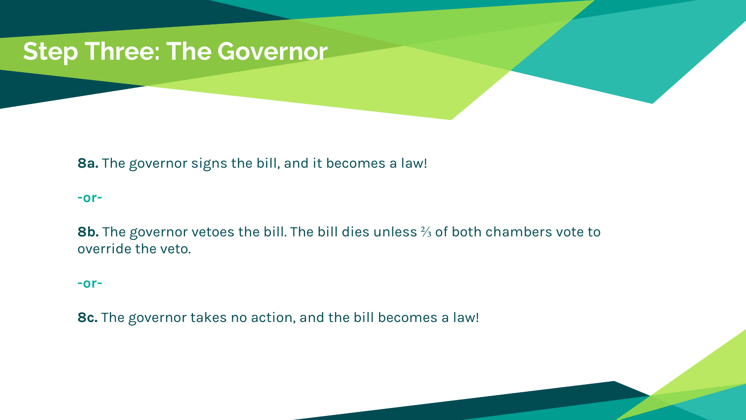# Step Three: The Governor

**8a.** The governor signs the bill, and it becomes a law!

**-or-**

**8b.** The governor vetoes the bill. The bill dies unless ⅔ of both chambers vote to override the veto.

**-or-**

**8c.** The governor takes no action, and the bill becomes a law!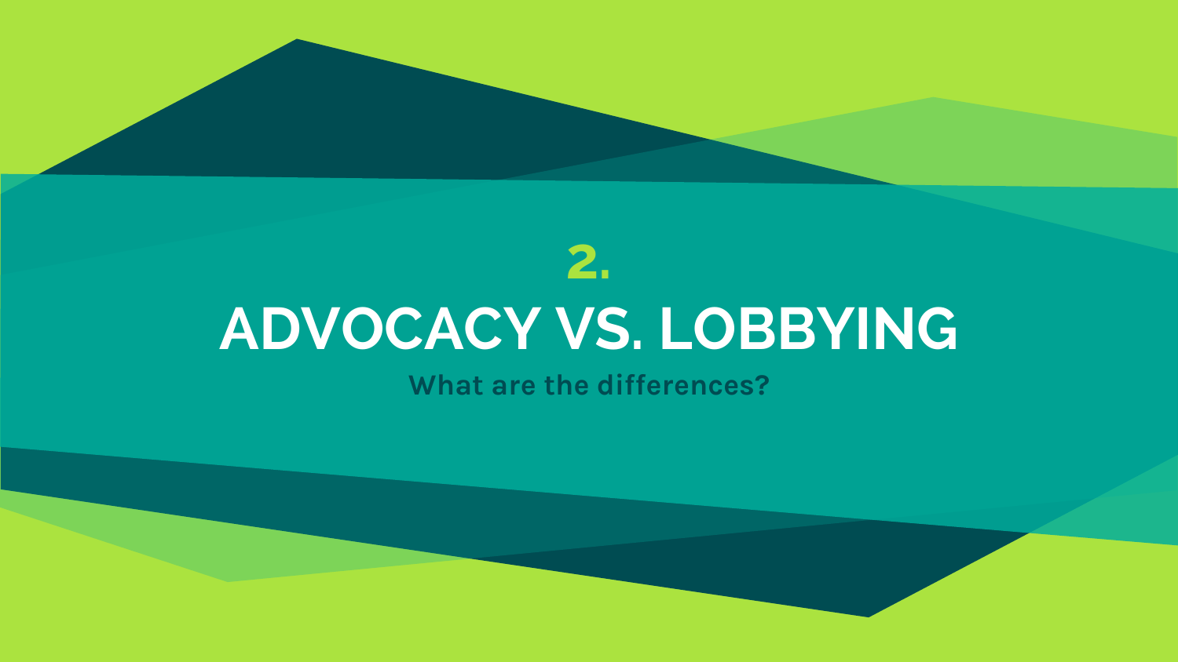# 2.

# ADVOCACY VS. LOBBYING

**What are the differences?**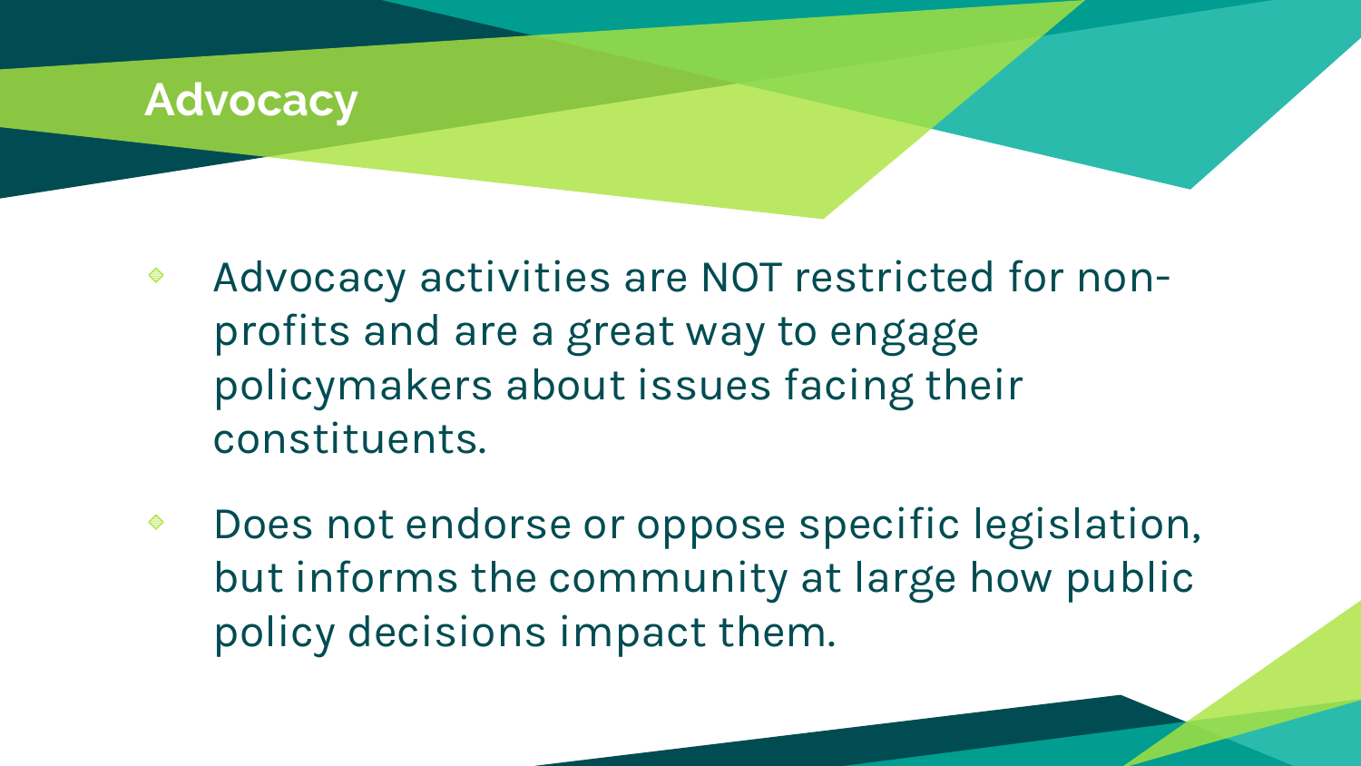# Advocacy

- Advocacy activities are NOT restricted for non-profits and are a great way to engage policymakers about issues facing their constituents.
- Does not endorse or oppose specific legislation, but informs the community at large how public policy decisions impact them.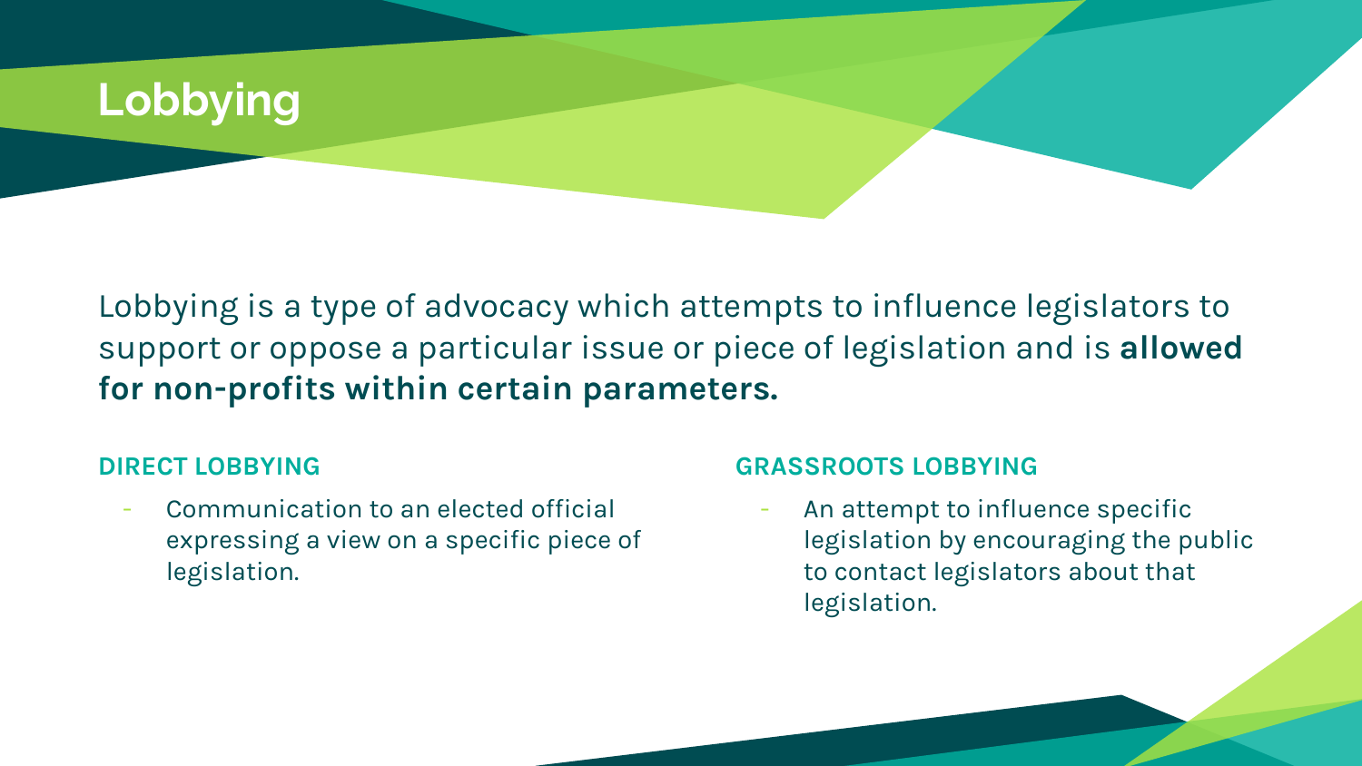# Lobbying

Lobbying is a type of advocacy which attempts to influence legislators to support or oppose a particular issue or piece of legislation and is **allowed for non-profits within certain parameters.**

### DIRECT LOBBYING

- Communication to an elected official expressing a view on a specific piece of legislation.

### GRASSROOTS LOBBYING

- An attempt to influence specific legislation by encouraging the public to contact legislators about that legislation.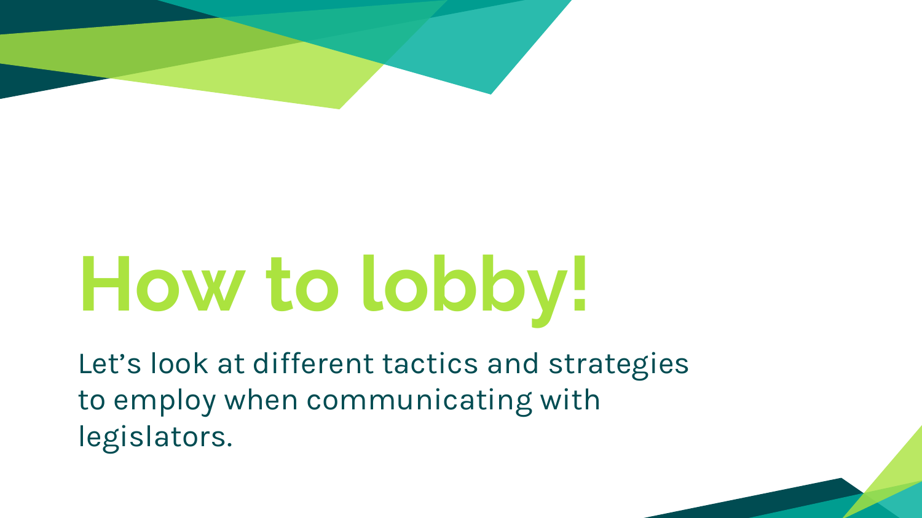# How to lobby!

Let’s look at different tactics and strategies to employ when communicating with legislators.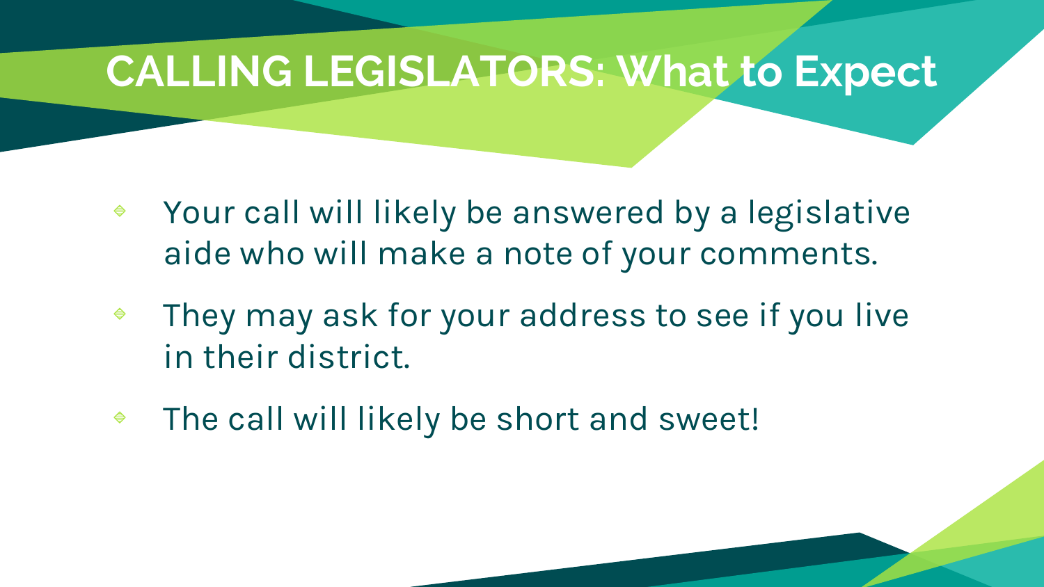# CALLING LEGISLATORS: What to Expect

- Your call will likely be answered by a legislative aide who will make a note of your comments.
- They may ask for your address to see if you live in their district.
- The call will likely be short and sweet!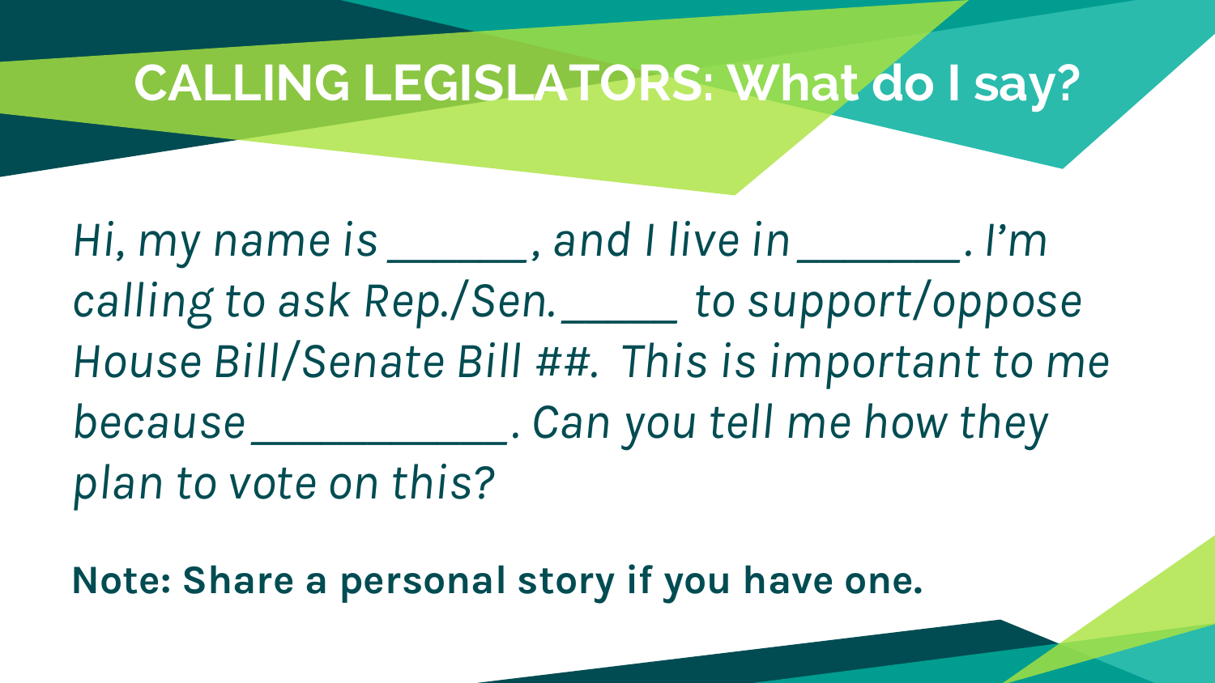# CALLING LEGISLATORS: What do I say?

*Hi, my name is ______, and I live in _______. I'm calling to ask Rep./Sen._____ to support/oppose House Bill/Senate Bill ##. This is important to me because ____________. Can you tell me how they plan to vote on this?*

**Note: Share a personal story if you have one.**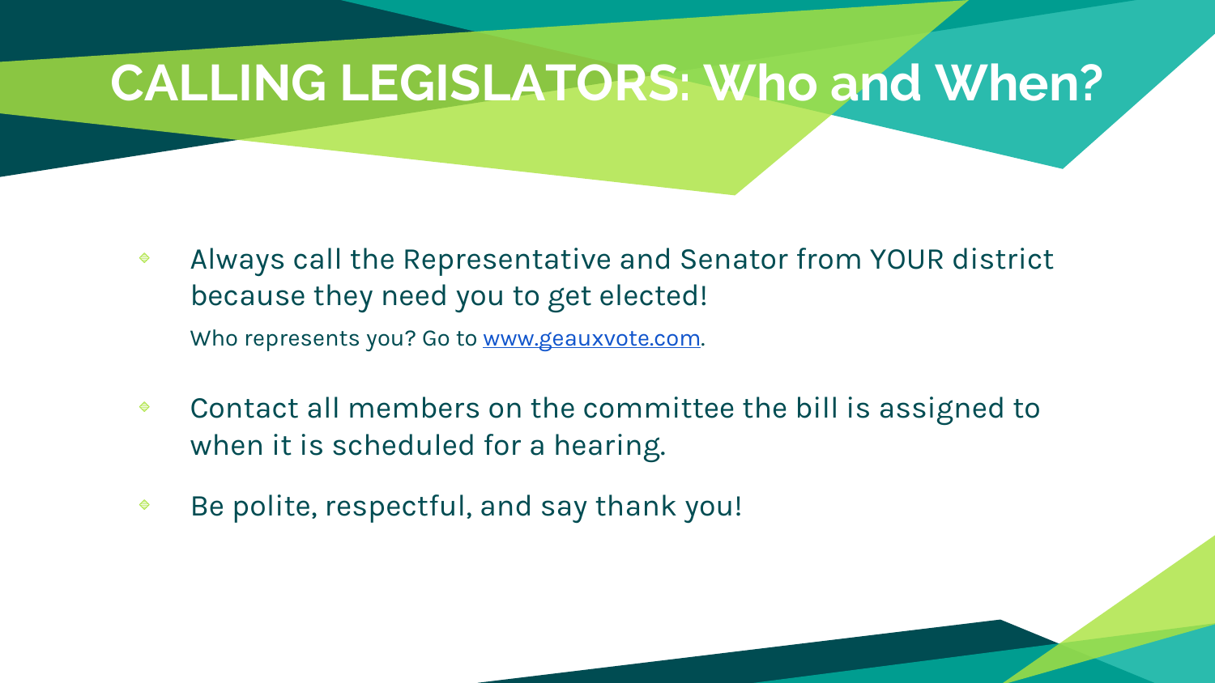# CALLING LEGISLATORS: Who and When?

- Always call the Representative and Senator from YOUR district because they need you to get elected!

  Who represents you? Go to [www.geauxvote.com](http://www.geauxvote.com).

- Contact all members on the committee the bill is assigned to when it is scheduled for a hearing.

- Be polite, respectful, and say thank you!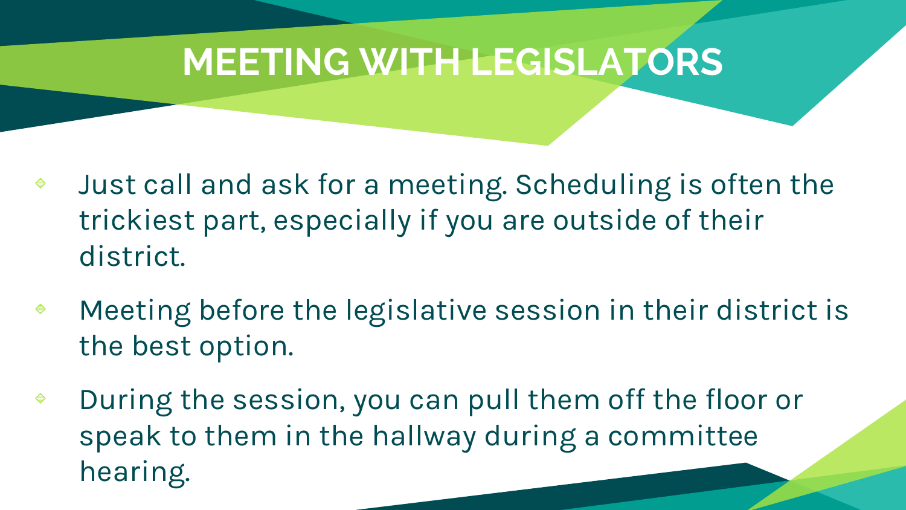# MEETING WITH LEGISLATORS

- Just call and ask for a meeting. Scheduling is often the trickiest part, especially if you are outside of their district.
- Meeting before the legislative session in their district is the best option.
- During the session, you can pull them off the floor or speak to them in the hallway during a committee hearing.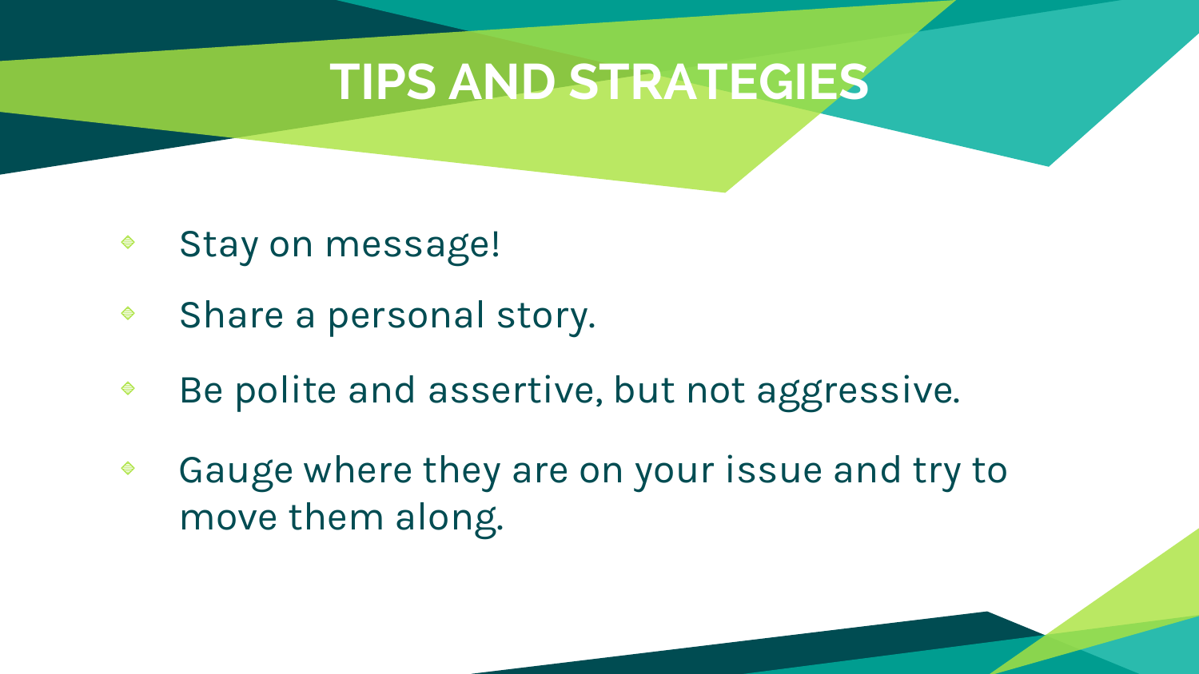# TIPS AND STRATEGIES

- Stay on message!
- Share a personal story.
- Be polite and assertive, but not aggressive.
- Gauge where they are on your issue and try to move them along.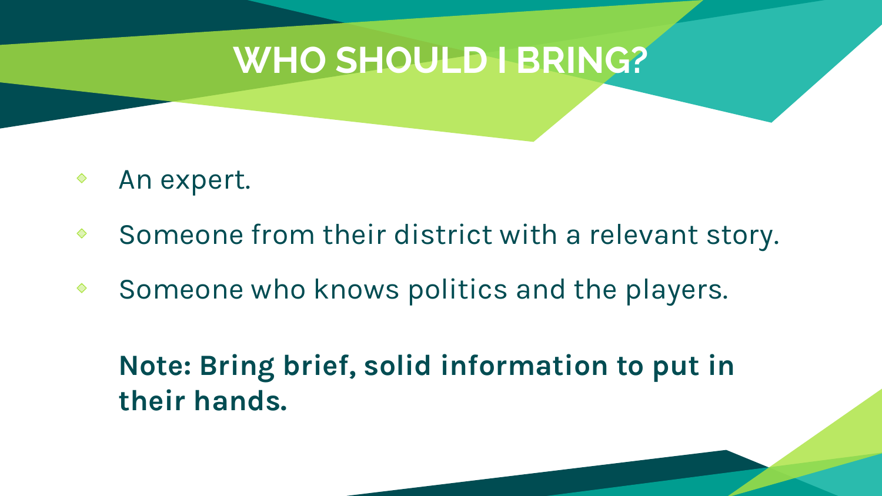# WHO SHOULD I BRING?

- An expert.
- Someone from their district with a relevant story.
- Someone who knows politics and the players.

**Note: Bring brief, solid information to put in their hands.**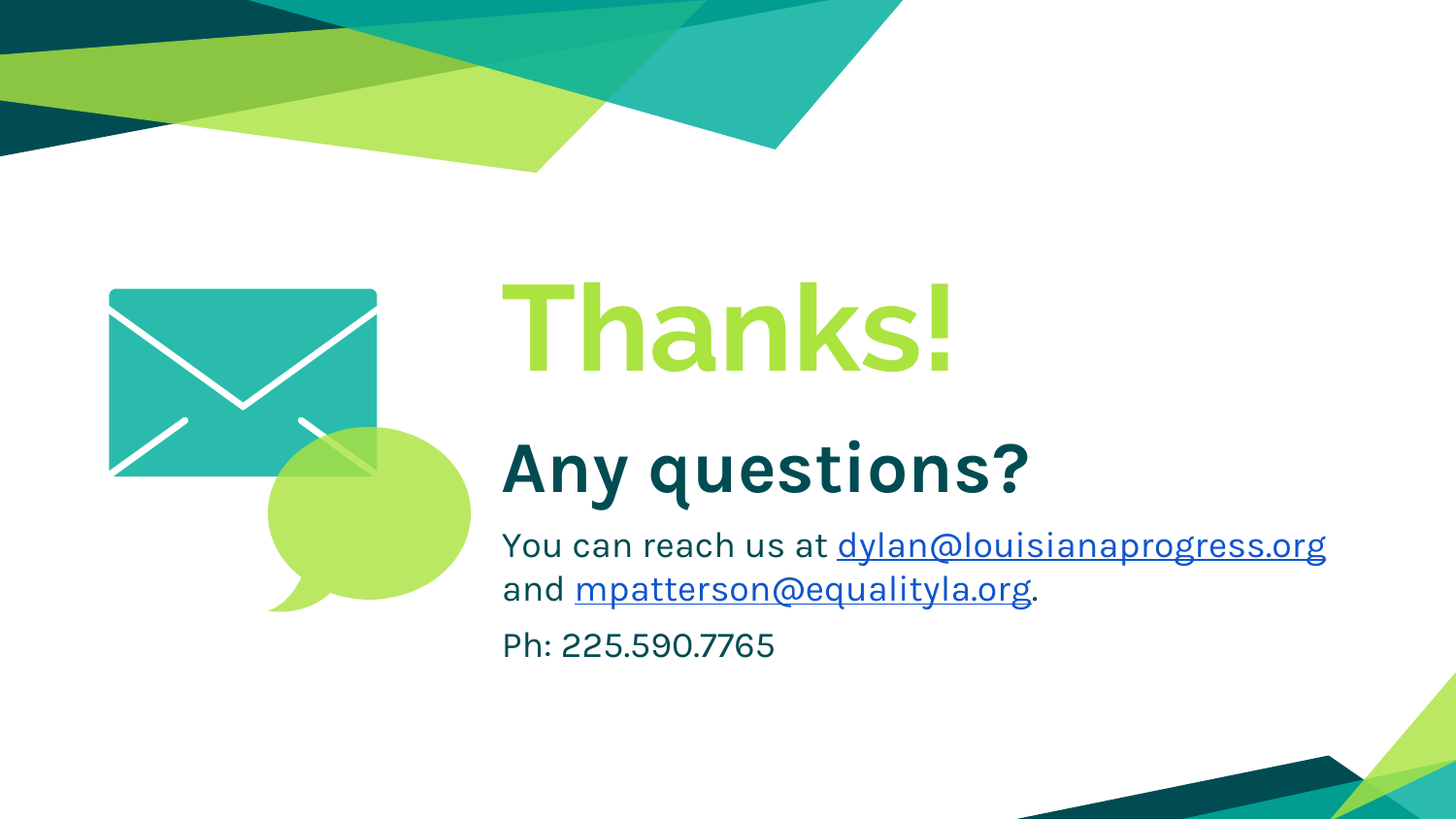# Thanks!

## Any questions?

You can reach us at dylan@louisianaprogress.org and mpatterson@equalityla.org.

Ph: 225.590.7765